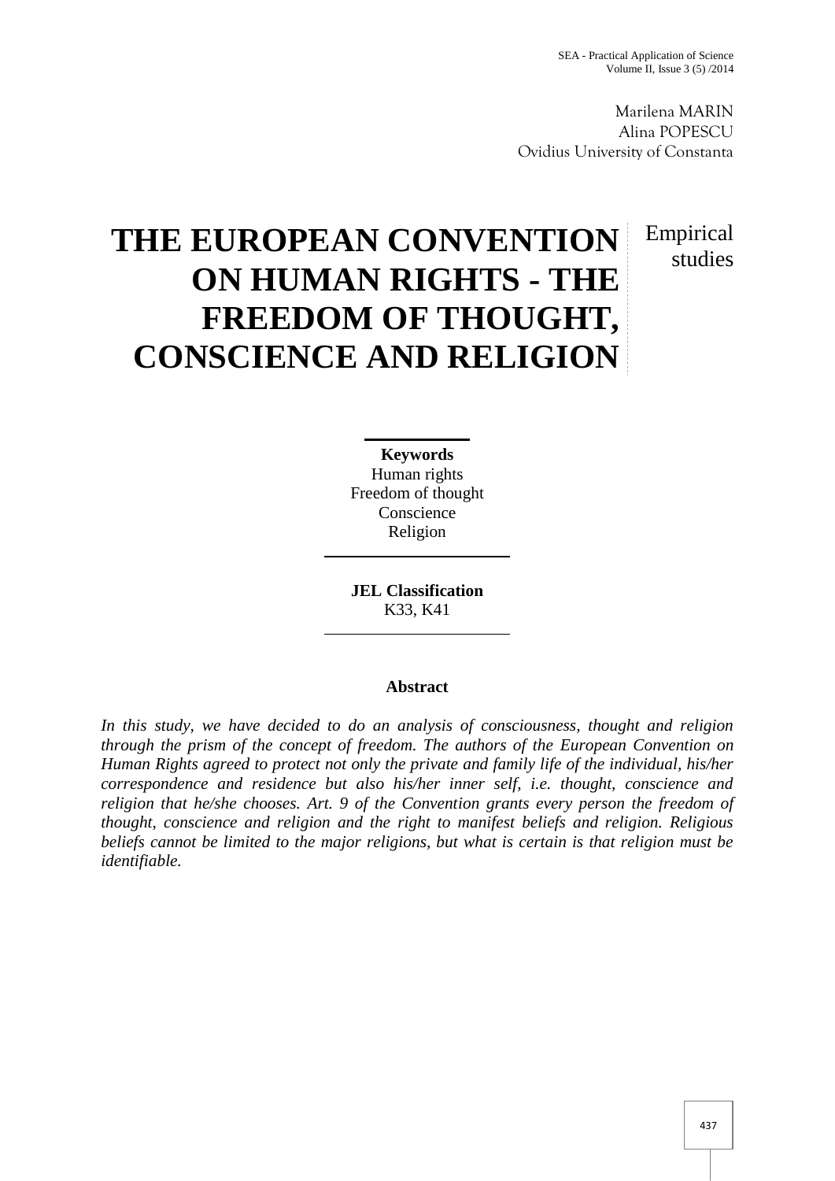Marilena MARIN
Alina POPESCU
Ovidius University of Constanta

# THE EUROPEAN CONVENTION ON HUMAN RIGHTS - THE FREEDOM OF THOUGHT, CONSCIENCE AND RELIGION

Empirical studies

**Keywords**
Human rights
Freedom of thought
Conscience
Religion

**JEL Classification**
K33, K41

**Abstract**

*In this study, we have decided to do an analysis of consciousness, thought and religion through the prism of the concept of freedom. The authors of the European Convention on Human Rights agreed to protect not only the private and family life of the individual, his/her correspondence and residence but also his/her inner self, i.e. thought, conscience and religion that he/she chooses. Art. 9 of the Convention grants every person the freedom of thought, conscience and religion and the right to manifest beliefs and religion. Religious beliefs cannot be limited to the major religions, but what is certain is that religion must be identifiable.*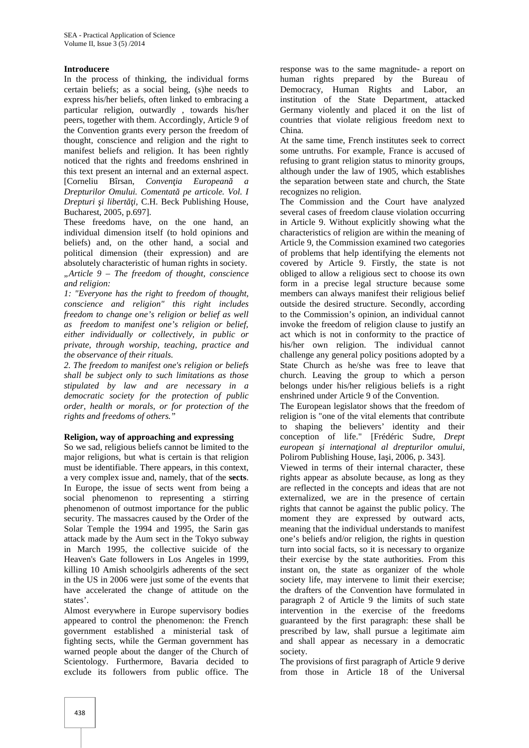## Introducere

In the process of thinking, the individual forms certain beliefs; as a social being, (s)he needs to express his/her beliefs, often linked to embracing a particular religion, outwardly , towards his/her peers, together with them. Accordingly, Article 9 of the Convention grants every person the freedom of thought, conscience and religion and the right to manifest beliefs and religion. It has been rightly noticed that the rights and freedoms enshrined in this text present an internal and an external aspect. [Corneliu Bîrsan, *Convenţia Europeană a Drepturilor Omului. Comentată pe articole. Vol. I Drepturi şi libertăţi*, C.H. Beck Publishing House, Bucharest, 2005, p.697].

These freedoms have, on the one hand, an individual dimension itself (to hold opinions and beliefs) and, on the other hand, a social and political dimension (their expression) and are absolutely characteristic of human rights in society.

*„Article 9 – The freedom of thought, conscience and religion:*

*1: "Everyone has the right to freedom of thought, conscience and religion" this right includes freedom to change one's religion or belief as well as freedom to manifest one's religion or belief, either individually or collectively, in public or private, through worship, teaching, practice and the observance of their rituals.*

*2. The freedom to manifest one's religion or beliefs shall be subject only to such limitations as those stipulated by law and are necessary in a democratic society for the protection of public order, health or morals, or for protection of the rights and freedoms of others."*

## Religion, way of approaching and expressing

So we sad, religious beliefs cannot be limited to the major religions, but what is certain is that religion must be identifiable. There appears, in this context, a very complex issue and, namely, that of the **sects**. In Europe, the issue of sects went from being a social phenomenon to representing a stirring phenomenon of outmost importance for the public security. The massacres caused by the Order of the Solar Temple the 1994 and 1995, the Sarin gas attack made by the Aum sect in the Tokyo subway in March 1995, the collective suicide of the Heaven's Gate followers in Los Angeles in 1999, killing 10 Amish schoolgirls adherents of the sect in the US in 2006 were just some of the events that have accelerated the change of attitude on the states'.

Almost everywhere in Europe supervisory bodies appeared to control the phenomenon: the French government established a ministerial task of fighting sects, while the German government has warned people about the danger of the Church of Scientology. Furthermore, Bavaria decided to exclude its followers from public office. The response was to the same magnitude- a report on human rights prepared by the Bureau of Democracy, Human Rights and Labor, an institution of the State Department, attacked Germany violently and placed it on the list of countries that violate religious freedom next to China.

At the same time, French institutes seek to correct some untruths. For example, France is accused of refusing to grant religion status to minority groups, although under the law of 1905, which establishes the separation between state and church, the State recognizes no religion.

The Commission and the Court have analyzed several cases of freedom clause violation occurring in Article 9. Without explicitly showing what the characteristics of religion are within the meaning of Article 9, the Commission examined two categories of problems that help identifying the elements not covered by Article 9. Firstly, the state is not obliged to allow a religious sect to choose its own form in a precise legal structure because some members can always manifest their religious belief outside the desired structure. Secondly, according to the Commission's opinion, an individual cannot invoke the freedom of religion clause to justify an act which is not in conformity to the practice of his/her own religion. The individual cannot challenge any general policy positions adopted by a State Church as he/she was free to leave that church. Leaving the group to which a person belongs under his/her religious beliefs is a right enshrined under Article 9 of the Convention.

The European legislator shows that the freedom of religion is "one of the vital elements that contribute to shaping the believers' identity and their conception of life." [Frédéric Sudre, *Drept european şi internaţional al drepturilor omului*, Polirom Publishing House, Iaşi, 2006, p. 343].

Viewed in terms of their internal character, these rights appear as absolute because, as long as they are reflected in the concepts and ideas that are not externalized, we are in the presence of certain rights that cannot be against the public policy. The moment they are expressed by outward acts, meaning that the individual understands to manifest one's beliefs and/or religion, the rights in question turn into social facts, so it is necessary to organize their exercise by the state authorities. From this instant on, the state as organizer of the whole society life, may intervene to limit their exercise; the drafters of the Convention have formulated in paragraph 2 of Article 9 the limits of such state intervention in the exercise of the freedoms guaranteed by the first paragraph: these shall be prescribed by law, shall pursue a legitimate aim and shall appear as necessary in a democratic society.

The provisions of first paragraph of Article 9 derive from those in Article 18 of the Universal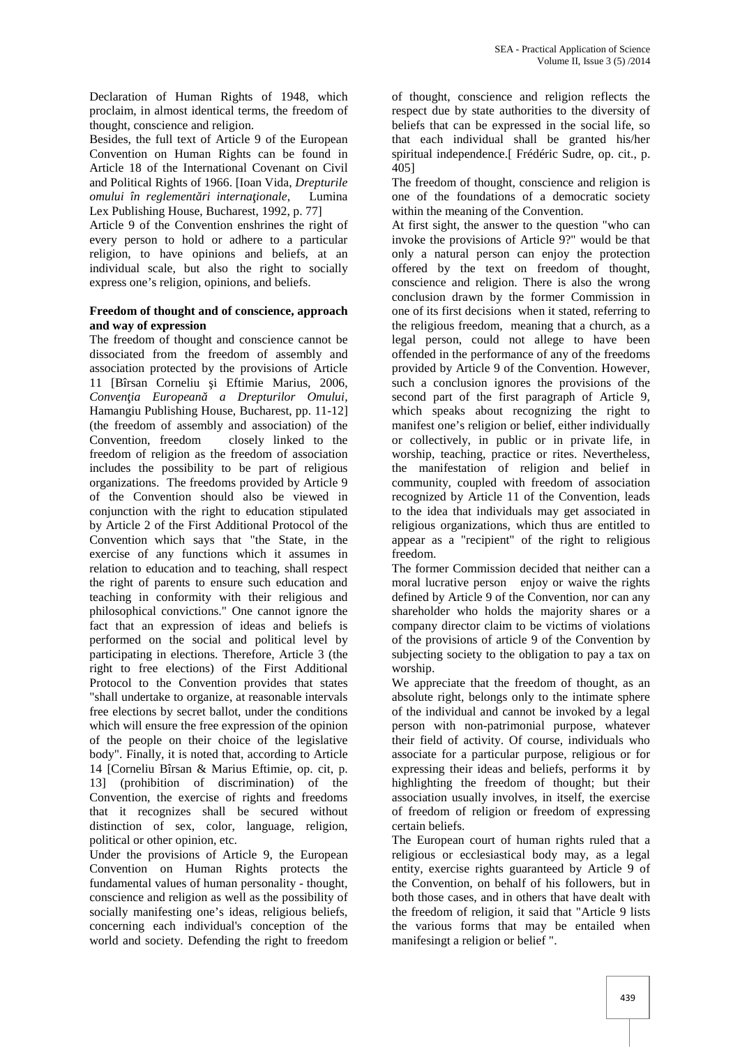Declaration of Human Rights of 1948, which proclaim, in almost identical terms, the freedom of thought, conscience and religion.

Besides, the full text of Article 9 of the European Convention on Human Rights can be found in Article 18 of the International Covenant on Civil and Political Rights of 1966. [Ioan Vida, *Drepturile omului în reglementări internaţionale*, Lumina Lex Publishing House, Bucharest, 1992, p. 77]

Article 9 of the Convention enshrines the right of every person to hold or adhere to a particular religion, to have opinions and beliefs, at an individual scale, but also the right to socially express one's religion, opinions, and beliefs.

**Freedom of thought and of conscience, approach and way of expression**

The freedom of thought and conscience cannot be dissociated from the freedom of assembly and association protected by the provisions of Article 11 [Bîrsan Corneliu şi Eftimie Marius, 2006, *Convenţia Europeană a Drepturilor Omului*, Hamangiu Publishing House, Bucharest, pp. 11-12] (the freedom of assembly and association) of the Convention, freedom closely linked to the freedom of religion as the freedom of association includes the possibility to be part of religious organizations. The freedoms provided by Article 9 of the Convention should also be viewed in conjunction with the right to education stipulated by Article 2 of the First Additional Protocol of the Convention which says that "the State, in the exercise of any functions which it assumes in relation to education and to teaching, shall respect the right of parents to ensure such education and teaching in conformity with their religious and philosophical convictions." One cannot ignore the fact that an expression of ideas and beliefs is performed on the social and political level by participating in elections. Therefore, Article 3 (the right to free elections) of the First Additional Protocol to the Convention provides that states "shall undertake to organize, at reasonable intervals free elections by secret ballot, under the conditions which will ensure the free expression of the opinion of the people on their choice of the legislative body". Finally, it is noted that, according to Article 14 [Corneliu Bîrsan & Marius Eftimie, op. cit, p. 13] (prohibition of discrimination) of the Convention, the exercise of rights and freedoms that it recognizes shall be secured without distinction of sex, color, language, religion, political or other opinion, etc.

Under the provisions of Article 9, the European Convention on Human Rights protects the fundamental values of human personality - thought, conscience and religion as well as the possibility of socially manifesting one's ideas, religious beliefs, concerning each individual's conception of the world and society. Defending the right to freedom of thought, conscience and religion reflects the respect due by state authorities to the diversity of beliefs that can be expressed in the social life, so that each individual shall be granted his/her spiritual independence.[ Frédéric Sudre, op. cit., p. 405]

The freedom of thought, conscience and religion is one of the foundations of a democratic society within the meaning of the Convention.

At first sight, the answer to the question "who can invoke the provisions of Article 9?" would be that only a natural person can enjoy the protection offered by the text on freedom of thought, conscience and religion. There is also the wrong conclusion drawn by the former Commission in one of its first decisions when it stated, referring to the religious freedom, meaning that a church, as a legal person, could not allege to have been offended in the performance of any of the freedoms provided by Article 9 of the Convention. However, such a conclusion ignores the provisions of the second part of the first paragraph of Article 9, which speaks about recognizing the right to manifest one's religion or belief, either individually or collectively, in public or in private life, in worship, teaching, practice or rites. Nevertheless, the manifestation of religion and belief in community, coupled with freedom of association recognized by Article 11 of the Convention, leads to the idea that individuals may get associated in religious organizations, which thus are entitled to appear as a "recipient" of the right to religious freedom.

The former Commission decided that neither can a moral lucrative person enjoy or waive the rights defined by Article 9 of the Convention, nor can any shareholder who holds the majority shares or a company director claim to be victims of violations of the provisions of article 9 of the Convention by subjecting society to the obligation to pay a tax on worship.

We appreciate that the freedom of thought, as an absolute right, belongs only to the intimate sphere of the individual and cannot be invoked by a legal person with non-patrimonial purpose, whatever their field of activity. Of course, individuals who associate for a particular purpose, religious or for expressing their ideas and beliefs, performs it by highlighting the freedom of thought; but their association usually involves, in itself, the exercise of freedom of religion or freedom of expressing certain beliefs.

The European court of human rights ruled that a religious or ecclesiastical body may, as a legal entity, exercise rights guaranteed by Article 9 of the Convention, on behalf of his followers, but in both those cases, and in others that have dealt with the freedom of religion, it said that "Article 9 lists the various forms that may be entailed when manifesingt a religion or belief ".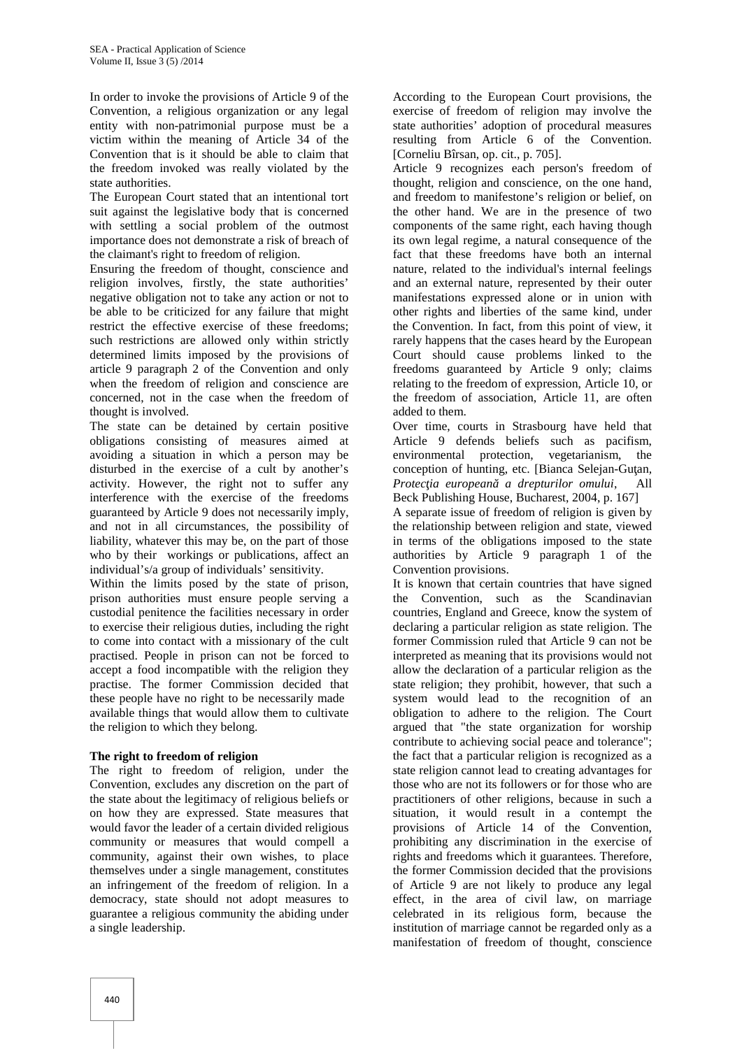In order to invoke the provisions of Article 9 of the Convention, a religious organization or any legal entity with non-patrimonial purpose must be a victim within the meaning of Article 34 of the Convention that is it should be able to claim that the freedom invoked was really violated by the state authorities.

The European Court stated that an intentional tort suit against the legislative body that is concerned with settling a social problem of the outmost importance does not demonstrate a risk of breach of the claimant's right to freedom of religion.

Ensuring the freedom of thought, conscience and religion involves, firstly, the state authorities' negative obligation not to take any action or not to be able to be criticized for any failure that might restrict the effective exercise of these freedoms; such restrictions are allowed only within strictly determined limits imposed by the provisions of article 9 paragraph 2 of the Convention and only when the freedom of religion and conscience are concerned, not in the case when the freedom of thought is involved.

The state can be detained by certain positive obligations consisting of measures aimed at avoiding a situation in which a person may be disturbed in the exercise of a cult by another's activity. However, the right not to suffer any interference with the exercise of the freedoms guaranteed by Article 9 does not necessarily imply, and not in all circumstances, the possibility of liability, whatever this may be, on the part of those who by their workings or publications, affect an individual's/a group of individuals' sensitivity.

Within the limits posed by the state of prison, prison authorities must ensure people serving a custodial penitence the facilities necessary in order to exercise their religious duties, including the right to come into contact with a missionary of the cult practised. People in prison can not be forced to accept a food incompatible with the religion they practise. The former Commission decided that these people have no right to be necessarily made available things that would allow them to cultivate the religion to which they belong.

**The right to freedom of religion**

The right to freedom of religion, under the Convention, excludes any discretion on the part of the state about the legitimacy of religious beliefs or on how they are expressed. State measures that would favor the leader of a certain divided religious community or measures that would compell a community, against their own wishes, to place themselves under a single management, constitutes an infringement of the freedom of religion. In a democracy, state should not adopt measures to guarantee a religious community the abiding under a single leadership.

According to the European Court provisions, the exercise of freedom of religion may involve the state authorities' adoption of procedural measures resulting from Article 6 of the Convention. [Corneliu Bîrsan, op. cit., p. 705].

Article 9 recognizes each person's freedom of thought, religion and conscience, on the one hand, and freedom to manifestone's religion or belief, on the other hand. We are in the presence of two components of the same right, each having though its own legal regime, a natural consequence of the fact that these freedoms have both an internal nature, related to the individual's internal feelings and an external nature, represented by their outer manifestations expressed alone or in union with other rights and liberties of the same kind, under the Convention. In fact, from this point of view, it rarely happens that the cases heard by the European Court should cause problems linked to the freedoms guaranteed by Article 9 only; claims relating to the freedom of expression, Article 10, or the freedom of association, Article 11, are often added to them.

Over time, courts in Strasbourg have held that Article 9 defends beliefs such as pacifism, environmental protection, vegetarianism, the conception of hunting, etc. [Bianca Selejan-Guţan, *Protecţia europeană a drepturilor omului*, All Beck Publishing House, Bucharest, 2004, p. 167]

A separate issue of freedom of religion is given by the relationship between religion and state, viewed in terms of the obligations imposed to the state authorities by Article 9 paragraph 1 of the Convention provisions.

It is known that certain countries that have signed the Convention, such as the Scandinavian countries, England and Greece, know the system of declaring a particular religion as state religion. The former Commission ruled that Article 9 can not be interpreted as meaning that its provisions would not allow the declaration of a particular religion as the state religion; they prohibit, however, that such a system would lead to the recognition of an obligation to adhere to the religion. The Court argued that "the state organization for worship contribute to achieving social peace and tolerance"; the fact that a particular religion is recognized as a state religion cannot lead to creating advantages for those who are not its followers or for those who are practitioners of other religions, because in such a situation, it would result in a contempt the provisions of Article 14 of the Convention, prohibiting any discrimination in the exercise of rights and freedoms which it guarantees. Therefore, the former Commission decided that the provisions of Article 9 are not likely to produce any legal effect, in the area of civil law, on marriage celebrated in its religious form, because the institution of marriage cannot be regarded only as a manifestation of freedom of thought, conscience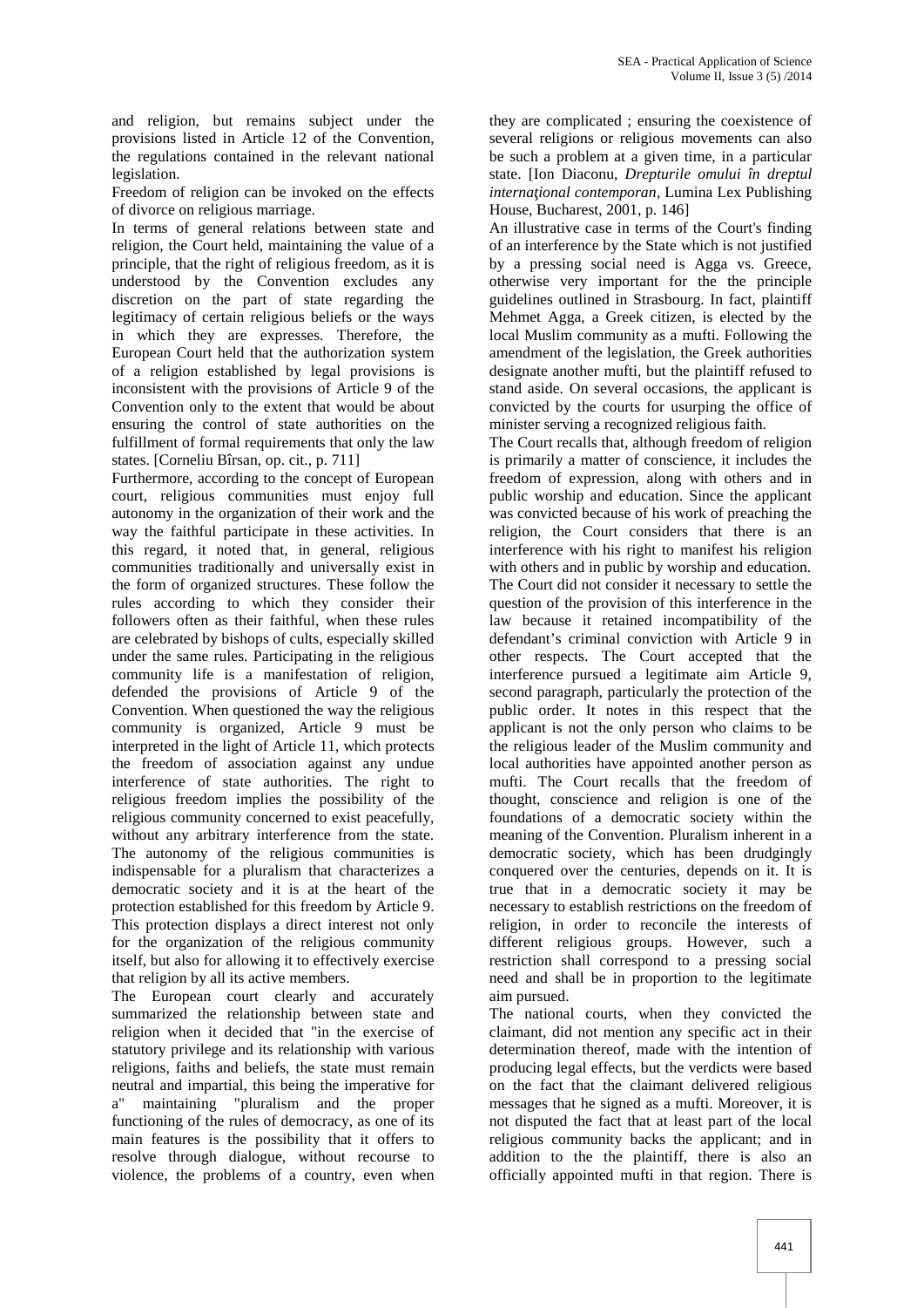and religion, but remains subject under the provisions listed in Article 12 of the Convention, the regulations contained in the relevant national legislation.

Freedom of religion can be invoked on the effects of divorce on religious marriage.

In terms of general relations between state and religion, the Court held, maintaining the value of a principle, that the right of religious freedom, as it is understood by the Convention excludes any discretion on the part of state regarding the legitimacy of certain religious beliefs or the ways in which they are expresses. Therefore, the European Court held that the authorization system of a religion established by legal provisions is inconsistent with the provisions of Article 9 of the Convention only to the extent that would be about ensuring the control of state authorities on the fulfillment of formal requirements that only the law states. [Corneliu Bîrsan, op. cit., p. 711]

Furthermore, according to the concept of European court, religious communities must enjoy full autonomy in the organization of their work and the way the faithful participate in these activities. In this regard, it noted that, in general, religious communities traditionally and universally exist in the form of organized structures. These follow the rules according to which they consider their followers often as their faithful, when these rules are celebrated by bishops of cults, especially skilled under the same rules. Participating in the religious community life is a manifestation of religion, defended the provisions of Article 9 of the Convention. When questioned the way the religious community is organized, Article 9 must be interpreted in the light of Article 11, which protects the freedom of association against any undue interference of state authorities. The right to religious freedom implies the possibility of the religious community concerned to exist peacefully, without any arbitrary interference from the state. The autonomy of the religious communities is indispensable for a pluralism that characterizes a democratic society and it is at the heart of the protection established for this freedom by Article 9. This protection displays a direct interest not only for the organization of the religious community itself, but also for allowing it to effectively exercise that religion by all its active members.

The European court clearly and accurately summarized the relationship between state and religion when it decided that "in the exercise of statutory privilege and its relationship with various religions, faiths and beliefs, the state must remain neutral and impartial, this being the imperative for a" maintaining "pluralism and the proper functioning of the rules of democracy, as one of its main features is the possibility that it offers to resolve through dialogue, without recourse to violence, the problems of a country, even when they are complicated ; ensuring the coexistence of several religions or religious movements can also be such a problem at a given time, in a particular state. [Ion Diaconu, *Drepturile omului în dreptul internaţional contemporan*, Lumina Lex Publishing House, Bucharest, 2001, p. 146]

An illustrative case in terms of the Court's finding of an interference by the State which is not justified by a pressing social need is Agga vs. Greece, otherwise very important for the the principle guidelines outlined in Strasbourg. In fact, plaintiff Mehmet Agga, a Greek citizen, is elected by the local Muslim community as a mufti. Following the amendment of the legislation, the Greek authorities designate another mufti, but the plaintiff refused to stand aside. On several occasions, the applicant is convicted by the courts for usurping the office of minister serving a recognized religious faith.

The Court recalls that, although freedom of religion is primarily a matter of conscience, it includes the freedom of expression, along with others and in public worship and education. Since the applicant was convicted because of his work of preaching the religion, the Court considers that there is an interference with his right to manifest his religion with others and in public by worship and education. The Court did not consider it necessary to settle the question of the provision of this interference in the law because it retained incompatibility of the defendant's criminal conviction with Article 9 in other respects. The Court accepted that the interference pursued a legitimate aim Article 9, second paragraph, particularly the protection of the public order. It notes in this respect that the applicant is not the only person who claims to be the religious leader of the Muslim community and local authorities have appointed another person as mufti. The Court recalls that the freedom of thought, conscience and religion is one of the foundations of a democratic society within the meaning of the Convention. Pluralism inherent in a democratic society, which has been drudgingly conquered over the centuries, depends on it. It is true that in a democratic society it may be necessary to establish restrictions on the freedom of religion, in order to reconcile the interests of different religious groups. However, such a restriction shall correspond to a pressing social need and shall be in proportion to the legitimate aim pursued.

The national courts, when they convicted the claimant, did not mention any specific act in their determination thereof, made with the intention of producing legal effects, but the verdicts were based on the fact that the claimant delivered religious messages that he signed as a mufti. Moreover, it is not disputed the fact that at least part of the local religious community backs the applicant; and in addition to the the plaintiff, there is also an officially appointed mufti in that region. There is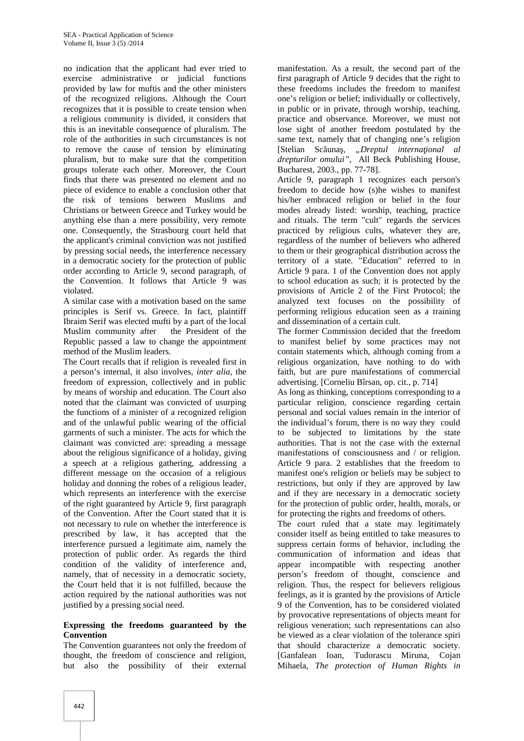no indication that the applicant had ever tried to exercise administrative or judicial functions provided by law for muftis and the other ministers of the recognized religions. Although the Court recognizes that it is possible to create tension when a religious community is divided, it considers that this is an inevitable consequence of pluralism. The role of the authorities in such circumstances is not to remove the cause of tension by eliminating pluralism, but to make sure that the competition groups tolerate each other. Moreover, the Court finds that there was presented no element and no piece of evidence to enable a conclusion other that the risk of tensions between Muslims and Christians or between Greece and Turkey would be anything else than a mere possibility, very remote one. Consequently, the Strasbourg court held that the applicant's criminal conviction was not justified by pressing social needs, the interference necessary in a democratic society for the protection of public order according to Article 9, second paragraph, of the Convention. It follows that Article 9 was violated.

A similar case with a motivation based on the same principles is Serif vs. Greece. In fact, plaintiff Ibraim Serif was elected mufti by a part of the local Muslim community after the President of the Republic passed a law to change the appointment method of the Muslim leaders.

The Court recalls that if religion is revealed first in a person's internal, it also involves, *inter alia*, the freedom of expression, collectively and in public by means of worship and education. The Court also noted that the claimant was convicted of usurping the functions of a minister of a recognized religion and of the unlawful public wearing of the official garments of such a minister. The acts for which the claimant was convicted are: spreading a message about the religious significance of a holiday, giving a speech at a religious gathering, addressing a different message on the occasion of a religious holiday and donning the robes of a religious leader, which represents an interference with the exercise of the right guaranteed by Article 9, first paragraph of the Convention. After the Court stated that it is not necessary to rule on whether the interference is prescribed by law, it has accepted that the interference pursued a legitimate aim, namely the protection of public order. As regards the third condition of the validity of interference and, namely, that of necessity in a democratic society, the Court held that it is not fulfilled, because the action required by the national authorities was not justified by a pressing social need.

**Expressing the freedoms guaranteed by the Convention**

The Convention guarantees not only the freedom of thought, the freedom of conscience and religion, but also the possibility of their external manifestation. As a result, the second part of the first paragraph of Article 9 decides that the right to these freedoms includes the freedom to manifest one's religion or belief; individually or collectively, in public or in private, through worship, teaching, practice and observance. Moreover, we must not lose sight of another freedom postulated by the same text, namely that of changing one's religion [Stelian Scăunaş, *„Dreptul internaţional al drepturilor omului"*, All Beck Publishing House, Bucharest, 2003., pp. 77-78].

Article 9, paragraph 1 recognizes each person's freedom to decide how (s)he wishes to manifest his/her embraced religion or belief in the four modes already listed: worship, teaching, practice and rituals. The term "cult" regards the services practiced by religious cults, whatever they are, regardless of the number of believers who adhered to them or their geographical distribution across the territory of a state. "Education" referred to in Article 9 para. 1 of the Convention does not apply to school education as such; it is protected by the provisions of Article 2 of the First Protocol; the analyzed text focuses on the possibility of performing religious education seen as a training and dissemination of a certain cult.

The former Commission decided that the freedom to manifest belief by some practices may not contain statements which, although coming from a religious organization, have nothing to do with faith, but are pure manifestations of commercial advertising. [Corneliu Bîrsan, op. cit., p. 714]

As long as thinking, conceptions corresponding to a particular religion, conscience regarding certain personal and social values remain in the interior of the individual's forum, there is no way they could to be subjected to limitations by the state authorities. That is not the case with the external manifestations of consciousness and / or religion. Article 9 para. 2 establishes that the freedom to manifest one's religion or beliefs may be subject to restrictions, but only if they are approved by law and if they are necessary in a democratic society for the protection of public order, health, morals, or for protecting the rights and freedoms of others.

The court ruled that a state may legitimately consider itself as being entitled to take measures to suppress certain forms of behavior, including the communication of information and ideas that appear incompatible with respecting another person's freedom of thought, conscience and religion. Thus, the respect for believers religious feelings, as it is granted by the provisions of Article 9 of the Convention, has to be considered violated by provocative representations of objects meant for religious veneration; such representations can also be viewed as a clear violation of the tolerance spiri that should characterize a democratic society. [Ganfalean Ioan, Tudorascu Miruna, Cojan Mihaela, *The protection of Human Rights in*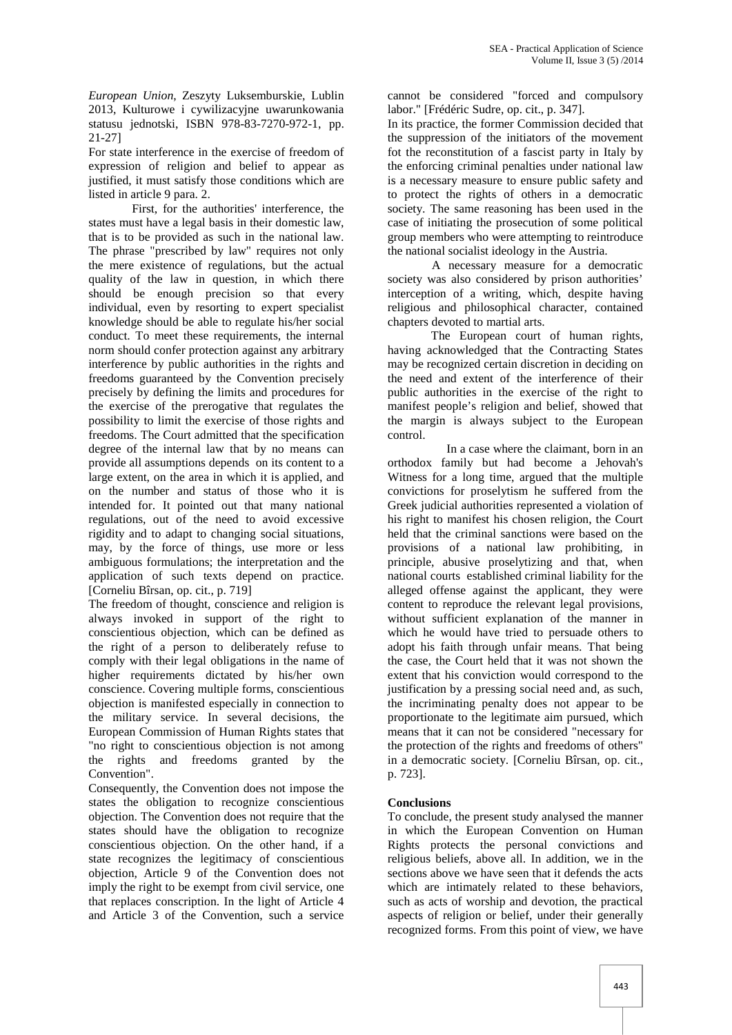*European Union*, Zeszyty Luksemburskie, Lublin 2013, Kulturowe i cywilizacyjne uwarunkowania statusu jednotski, ISBN 978-83-7270-972-1, pp. 21-27]

For state interference in the exercise of freedom of expression of religion and belief to appear as justified, it must satisfy those conditions which are listed in article 9 para. 2.

First, for the authorities' interference, the states must have a legal basis in their domestic law, that is to be provided as such in the national law. The phrase "prescribed by law" requires not only the mere existence of regulations, but the actual quality of the law in question, in which there should be enough precision so that every individual, even by resorting to expert specialist knowledge should be able to regulate his/her social conduct. To meet these requirements, the internal norm should confer protection against any arbitrary interference by public authorities in the rights and freedoms guaranteed by the Convention precisely precisely by defining the limits and procedures for the exercise of the prerogative that regulates the possibility to limit the exercise of those rights and freedoms. The Court admitted that the specification degree of the internal law that by no means can provide all assumptions depends on its content to a large extent, on the area in which it is applied, and on the number and status of those who it is intended for. It pointed out that many national regulations, out of the need to avoid excessive rigidity and to adapt to changing social situations, may, by the force of things, use more or less ambiguous formulations; the interpretation and the application of such texts depend on practice. [Corneliu Bîrsan, op. cit., p. 719]

The freedom of thought, conscience and religion is always invoked in support of the right to conscientious objection, which can be defined as the right of a person to deliberately refuse to comply with their legal obligations in the name of higher requirements dictated by his/her own conscience. Covering multiple forms, conscientious objection is manifested especially in connection to the military service. In several decisions, the European Commission of Human Rights states that "no right to conscientious objection is not among the rights and freedoms granted by the Convention".

Consequently, the Convention does not impose the states the obligation to recognize conscientious objection. The Convention does not require that the states should have the obligation to recognize conscientious objection. On the other hand, if a state recognizes the legitimacy of conscientious objection, Article 9 of the Convention does not imply the right to be exempt from civil service, one that replaces conscription. In the light of Article 4 and Article 3 of the Convention, such a service cannot be considered "forced and compulsory labor." [Frédéric Sudre, op. cit., p. 347].

In its practice, the former Commission decided that the suppression of the initiators of the movement fot the reconstitution of a fascist party in Italy by the enforcing criminal penalties under national law is a necessary measure to ensure public safety and to protect the rights of others in a democratic society. The same reasoning has been used in the case of initiating the prosecution of some political group members who were attempting to reintroduce the national socialist ideology in the Austria.

A necessary measure for a democratic society was also considered by prison authorities' interception of a writing, which, despite having religious and philosophical character, contained chapters devoted to martial arts.

The European court of human rights, having acknowledged that the Contracting States may be recognized certain discretion in deciding on the need and extent of the interference of their public authorities in the exercise of the right to manifest people's religion and belief, showed that the margin is always subject to the European control.

In a case where the claimant, born in an orthodox family but had become a Jehovah's Witness for a long time, argued that the multiple convictions for proselytism he suffered from the Greek judicial authorities represented a violation of his right to manifest his chosen religion, the Court held that the criminal sanctions were based on the provisions of a national law prohibiting, in principle, abusive proselytizing and that, when national courts established criminal liability for the alleged offense against the applicant, they were content to reproduce the relevant legal provisions, without sufficient explanation of the manner in which he would have tried to persuade others to adopt his faith through unfair means. That being the case, the Court held that it was not shown the extent that his conviction would correspond to the justification by a pressing social need and, as such, the incriminating penalty does not appear to be proportionate to the legitimate aim pursued, which means that it can not be considered "necessary for the protection of the rights and freedoms of others" in a democratic society. [Corneliu Bîrsan, op. cit., p. 723].

**Conclusions**

To conclude, the present study analysed the manner in which the European Convention on Human Rights protects the personal convictions and religious beliefs, above all. In addition, we in the sections above we have seen that it defends the acts which are intimately related to these behaviors, such as acts of worship and devotion, the practical aspects of religion or belief, under their generally recognized forms. From this point of view, we have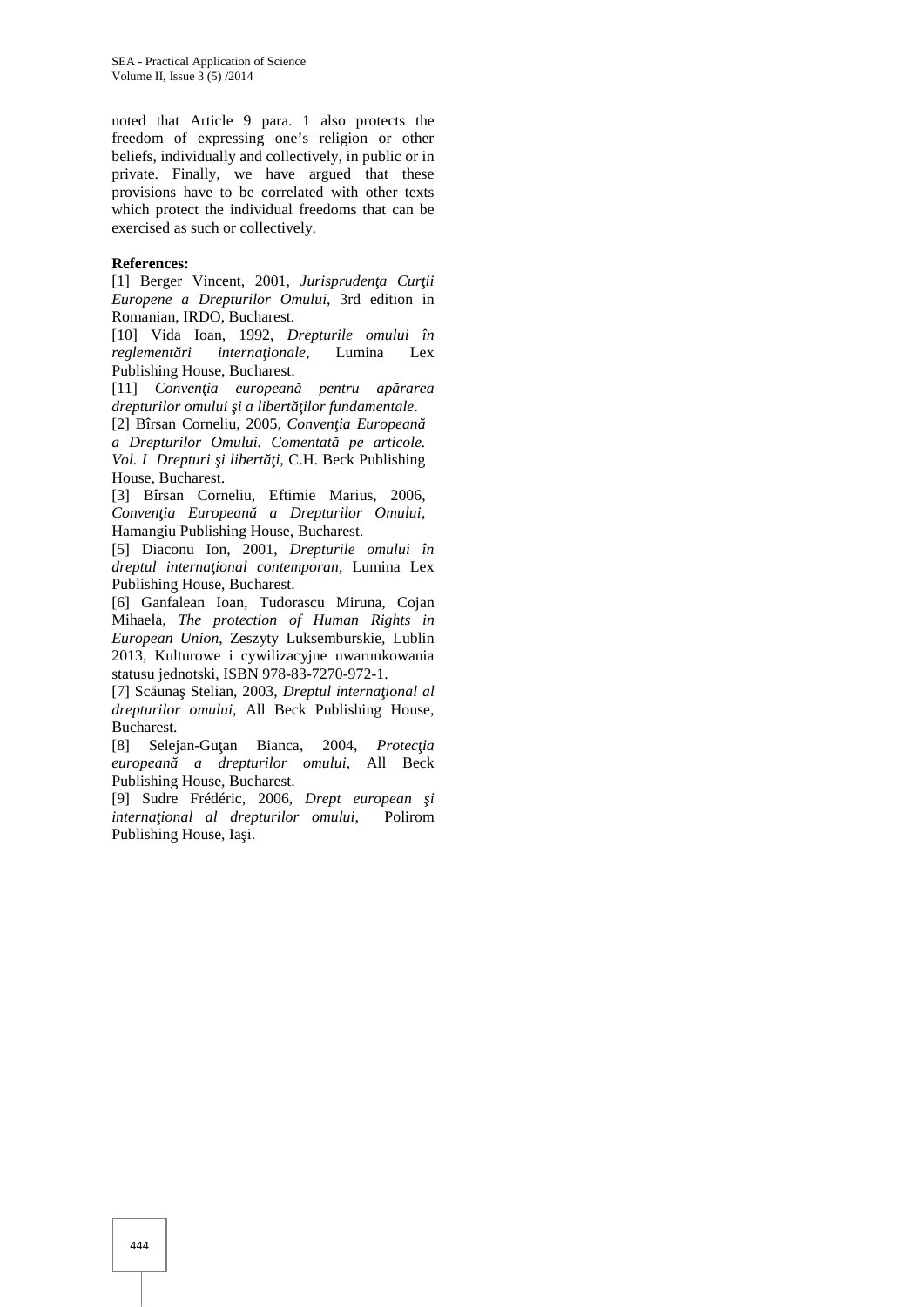noted that Article 9 para. 1 also protects the freedom of expressing one's religion or other beliefs, individually and collectively, in public or in private. Finally, we have argued that these provisions have to be correlated with other texts which protect the individual freedoms that can be exercised as such or collectively.

**References:**

[1] Berger Vincent, 2001, *Jurisprudenţa Curţii Europene a Drepturilor Omului*, 3rd edition in Romanian, IRDO, Bucharest.

[10] Vida Ioan, 1992, *Drepturile omului în reglementări internaţionale*, Lumina Lex Publishing House, Bucharest.

[11] *Convenţia europeană pentru apărarea drepturilor omului şi a libertăţilor fundamentale*.

[2] Bîrsan Corneliu, 2005, *Convenţia Europeană a Drepturilor Omului. Comentată pe articole. Vol. I Drepturi şi libertăţi*, C.H. Beck Publishing House, Bucharest.

[3] Bîrsan Corneliu, Eftimie Marius, 2006, *Convenţia Europeană a Drepturilor Omului*, Hamangiu Publishing House, Bucharest.

[5] Diaconu Ion, 2001, *Drepturile omului în dreptul internaţional contemporan*, Lumina Lex Publishing House, Bucharest.

[6] Ganfalean Ioan, Tudorascu Miruna, Cojan Mihaela, *The protection of Human Rights in European Union*, Zeszyty Luksemburskie, Lublin 2013, Kulturowe i cywilizacyjne uwarunkowania statusu jednotski, ISBN 978-83-7270-972-1.

[7] Scăunaş Stelian, 2003, *Dreptul internaţional al drepturilor omului*, All Beck Publishing House, Bucharest.

[8] Selejan-Guţan Bianca, 2004, *Protecţia europeană a drepturilor omului*, All Beck Publishing House, Bucharest.

[9] Sudre Frédéric, 2006, *Drept european şi internaţional al drepturilor omului*, Polirom Publishing House, Iaşi.